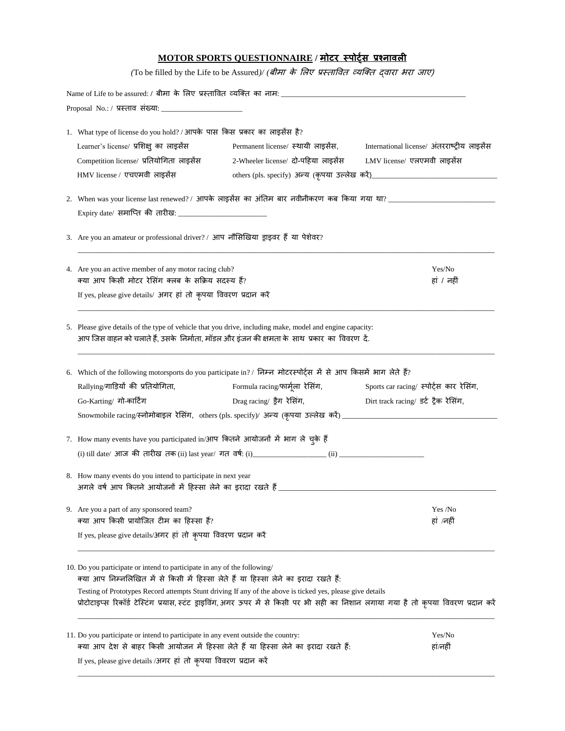# **MOTOR SPORTS QUESTIONNAIRE / मोटर स्पोर्ट्स प्रश्नावली**

*(To be filled by the Life to be Assured)/ (बीमा के लिए प्रस्तावित व्यक्ति द्वारा भरा जाए)*

Name of Life to be assured: / बीमा के लिए प्रस्तावित व्यक्ति का नाम: ________________________________________________

Proposal No.: / प्रस्ताव संख्या: ______________________

1. What type of license do you hold? / आपके पास किस प्रकार का लाइसेंस है?

   Learner's license/ प्रशिक्षु का लाइसेंस    Permanent license/ स्थायी लाइसेंस,    International license/ अंतरराष्ट्रीय लाइसेंस

   Competition license/ प्रतियोगिता लाइसेंस    2-Wheeler license/ दो-पहिया लाइसेंस    LMV license/ एलएमवी लाइसेंस

   HMV license / एचएमवी लाइसेंस    others (pls. specify) अन्य (कृपया उल्लेख करें)__________________________________

2. When was your license last renewed? / आपके लाइसेंस का अंतिम बार नवीनीकरण कब किया गया था? ____________________________

   Expiry date/ समाप्ति की तारीख: ________________________

3. Are you an amateur or professional driver? / आप नौसिखिया ड्राइवर हैं या पेशेवर?

   ________________________________________________________________________________________________

4. Are you an active member of any motor racing club? Yes/No

   क्या आप किसी मोटर रेसिंग क्लब के सक्रिय सदस्य हैं? हां / नहीं

   If yes, please give details/ अगर हां तो कृपया विवरण प्रदान करें

   ________________________________________________________________________________________________

5. Please give details of the type of vehicle that you drive, including make, model and engine capacity:

   आप जिस वाहन को चलाते हैं, उसके निर्माता, मॉडल और इंजन की क्षमता के साथ प्रकार का विवरण दें.

   ________________________________________________________________________________________________

6. Which of the following motorsports do you participate in? / निम्न मोटरस्पोर्ट्स में से आप किसमें भाग लेते हैं?

   Rallying/गाड़ियों की प्रतियोगिता,    Formula racing/फार्मूला रेसिंग,    Sports car racing/ स्पोर्ट्स कार रेसिंग,

   Go-Karting/ गो-कार्टिंग    Drag racing/ ड्रैग रेसिंग,    Dirt track racing/ डर्ट ट्रैक रेसिंग,

   Snowmobile racing/स्नोमोबाइल रेसिंग, others (pls. specify)/ अन्य (कृपया उल्लेख करें) ________________________________________

7. How many events have you participated in/आप कितने आयोजनों में भाग ले चुके हैं

   (i) till date/ आज की तारीख तक (ii) last year/ गत वर्ष: (i)____________________ (ii) _______________________

8. How many events do you intend to participate in next year

   अगले वर्ष आप कितने आयोजनों में हिस्सा लेने का इरादा रखते हैं ________________________________________________________

9. Are you a part of any sponsored team? Yes /No

   क्या आप किसी प्रायोजित टीम का हिस्सा हैं? हां /नहीं

   If yes, please give details/अगर हां तो कृपया विवरण प्रदान करें

   ________________________________________________________________________________________________

10. Do you participate or intend to participate in any of the following/

    क्या आप निम्नलिखित में से किसी में हिस्सा लेते हैं या हिस्सा लेने का इरादा रखते हैं:

    Testing of Prototypes Record attempts Stunt driving If any of the above is ticked yes, please give details

    प्रोटोटाइप्स रिकॉर्ड टेस्टिंग प्रयास, स्टंट ड्राइविंग, अगर ऊपर में से किसी पर भी सही का निशान लगाया गया है तो कृपया विवरण प्रदान करें

    ________________________________________________________________________________________________

11. Do you participate or intend to participate in any event outside the country: Yes/No

    क्या आप देश से बाहर किसी आयोजन में हिस्सा लेते हैं या हिस्सा लेने का इरादा रखते हैं: हां/नहीं

    If yes, please give details /अगर हां तो कृपया विवरण प्रदान करें

    ________________________________________________________________________________________________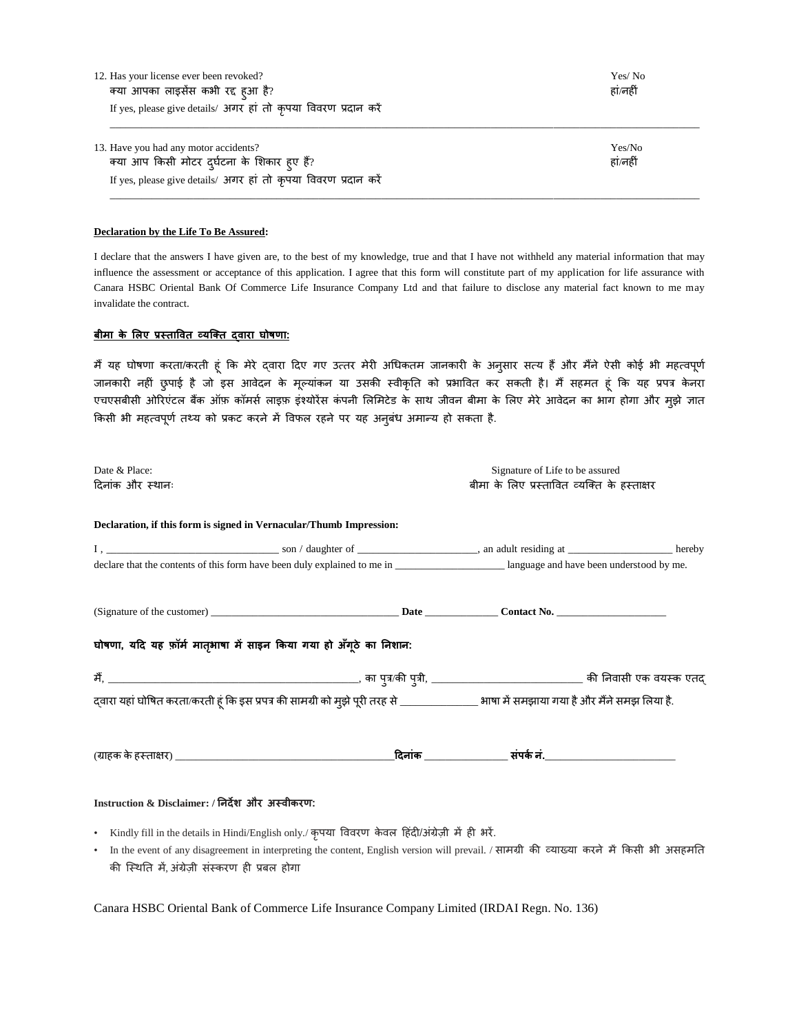12. Has your license ever been revoked? Yes/ No
क्या आपका लाइसेंस कभी रद्द हुआ है? हां/नहीं
If yes, please give details/ अगर हां तो कृपया विवरण प्रदान करें

_______________________________________________________________________________________________

13. Have you had any motor accidents? Yes/No
क्या आप किसी मोटर दुर्घटना के शिकार हुए हैं? हां/नहीं
If yes, please give details/ अगर हां तो कृपया विवरण प्रदान करें

_______________________________________________________________________________________________

**Declaration by the Life To Be Assured:**

I declare that the answers I have given are, to the best of my knowledge, true and that I have not withheld any material information that may influence the assessment or acceptance of this application. I agree that this form will constitute part of my application for life assurance with Canara HSBC Oriental Bank Of Commerce Life Insurance Company Ltd and that failure to disclose any material fact known to me may invalidate the contract.

**बीमा के लिए प्रस्तावित व्यक्ति द्वारा घोषणा:**

मैं यह घोषणा करता/करती हूं कि मेरे द्वारा दिए गए उत्तर मेरी अधिकतम जानकारी के अनुसार सत्य हैं और मैंने ऐसी कोई भी महत्वपूर्ण जानकारी नहीं छुपाई है जो इस आवेदन के मूल्यांकन या उसकी स्वीकृति को प्रभावित कर सकती है। मैं सहमत हूं कि यह प्रपत्र केनरा एचएसबीसी ओरिएंटल बैंक ऑफ़ कॉमर्स लाइफ़ इंश्योरेंस कंपनी लिमिटेड के साथ जीवन बीमा के लिए मेरे आवेदन का भाग होगा और मुझे ज्ञात किसी भी महत्वपूर्ण तथ्य को प्रकट करने में विफल रहने पर यह अनुबंध अमान्य हो सकता है.

Date & Place:
दिनांक और स्थानः

Signature of Life to be assured
बीमा के लिए प्रस्तावित व्यक्ति के हस्ताक्षर

**Declaration, if this form is signed in Vernacular/Thumb Impression:**

I , ________________________________ son / daughter of ______________________, an adult residing at ____________________ hereby declare that the contents of this form have been duly explained to me in ____________________ language and have been understood by me.

(Signature of the customer) ___________________________________ **Date** ______________ **Contact No.** _____________________

**घोषणा, यदि यह फ़ॉर्म मातृभाषा में साइन किया गया हो अँगूठे का निशान:**

मैं, ____________________________________________, का पुत्र/की पुत्री, ___________________________ की निवासी एक वयस्क एतद् द्वारा यहां घोषित करता/करती हूं कि इस प्रपत्र की सामग्री को मुझे पूरी तरह से ______________ भाषा में समझाया गया है और मैंने समझ लिया है.

(ग्राहक के हस्ताक्षर) ________________________________________**दिनांक** _______________ **संपर्क नं.**________________________

**Instruction & Disclaimer: / निर्देश और अस्वीकरण:**

- Kindly fill in the details in Hindi/English only./ कृपया विवरण केवल हिंदी/अंग्रेज़ी में ही भरें.
- In the event of any disagreement in interpreting the content, English version will prevail. / सामग्री की व्याख्या करने में किसी भी असहमति की स्थिति में, अंग्रेज़ी संस्करण ही प्रबल होगा

Canara HSBC Oriental Bank of Commerce Life Insurance Company Limited (IRDAI Regn. No. 136)